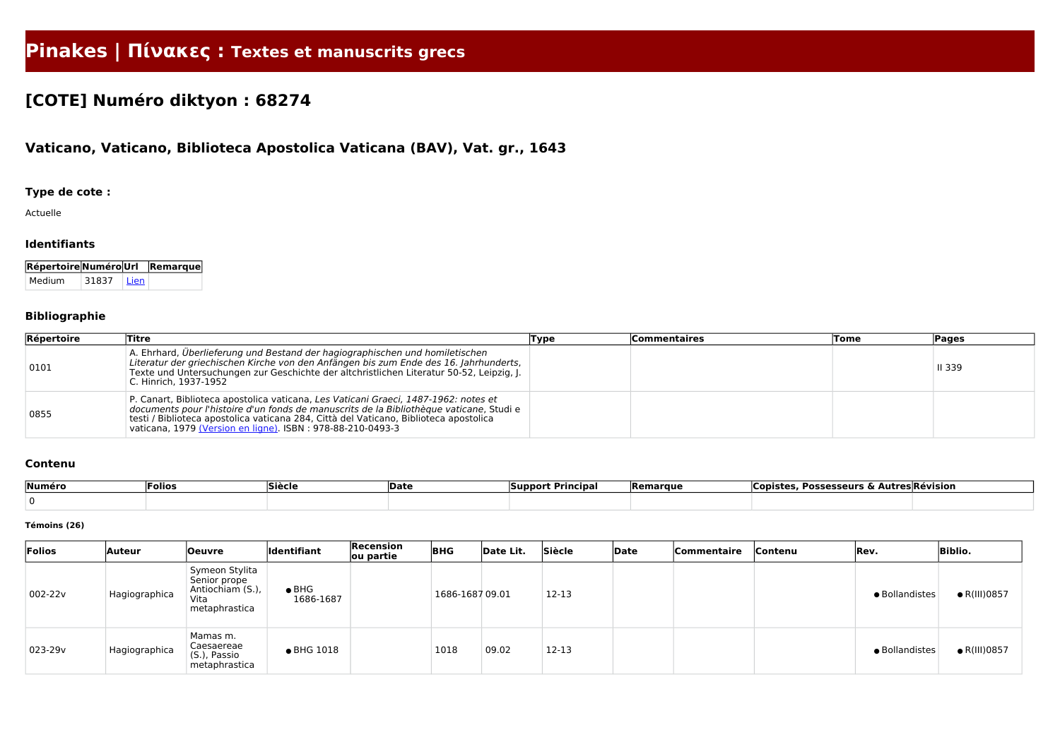# Pinakes | Πίνακες : Textes et manuscrits grecs

## [COTE] Numéro diktyon : 68274

### Vaticano, Vaticano, Biblioteca Apostolica Vaticana (BAV), Vat. gr., 1643

#### Type de cote :

Actuelle

#### Identifiants

| Répertoire | Numéro | Url | Remarque |
|---|---|---|---|
| Medium | 31837 | Lien | |

#### Bibliographie

| Répertoire | Titre | Type | Commentaires | Tome | Pages |
|---|---|---|---|---|---|
| 0101 | A. Ehrhard, *Überlieferung und Bestand der hagiographischen und homiletischen Literatur der griechischen Kirche von den Anfängen bis zum Ende des 16. Jahrhunderts*, Texte und Untersuchungen zur Geschichte der altchristlichen Literatur 50-52, Leipzig, J. C. Hinrich, 1937-1952 | | | | II 339 |
| 0855 | P. Canart, Biblioteca apostolica vaticana, *Les Vaticani Graeci, 1487-1962: notes et documents pour l'histoire d'un fonds de manuscrits de la Bibliothèque vaticane*, Studi e testi / Biblioteca apostolica vaticana 284, Città del Vaticano, Biblioteca apostolica vaticana, 1979 (Version en ligne). ISBN : 978-88-210-0493-3 | | | | |

#### Contenu

| Numéro | Folios | Siècle | Date | Support Principal | Remarque | Copistes, Possesseurs & Autres | Révision |
|---|---|---|---|---|---|---|---|
| 0 | | | | | | | |

##### Témoins (26)

| Folios | Auteur | Oeuvre | Identifiant | Recension ou partie | BHG | Date Lit. | Siècle | Date | Commentaire | Contenu | Rev. | Biblio. |
|---|---|---|---|---|---|---|---|---|---|---|---|---|
| 002-22v | Hagiographica | Symeon Stylita Senior prope Antiochiam (S.), Vita metaphrastica | • BHG 1686-1687 | | 1686-1687 | 09.01 | 12-13 | | | | • Bollandistes | • R(III)0857 |
| 023-29v | Hagiographica | Mamas m. Caesaereae (S.), Passio metaphrastica | • BHG 1018 | | 1018 | 09.02 | 12-13 | | | | • Bollandistes | • R(III)0857 |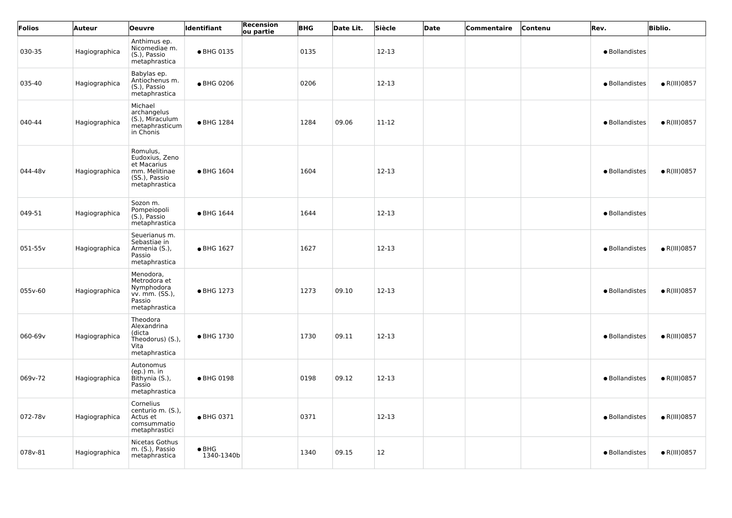| Folios | Auteur | Oeuvre | Identifiant | Recension ou partie | BHG | Date Lit. | Siècle | Date | Commentaire | Contenu | Rev. | Biblio. |
|---|---|---|---|---|---|---|---|---|---|---|---|---|
| 030-35 | Hagiographica | Anthimus ep. Nicomediae m. (S.), Passio metaphrastica | • BHG 0135 | | 0135 | | 12-13 | | | | • Bollandistes | |
| 035-40 | Hagiographica | Babylas ep. Antiochenus m. (S.), Passio metaphrastica | • BHG 0206 | | 0206 | | 12-13 | | | | • Bollandistes | • R(III)0857 |
| 040-44 | Hagiographica | Michael archangelus (S.), Miraculum metaphrasticum in Chonis | • BHG 1284 | | 1284 | 09.06 | 11-12 | | | | • Bollandistes | • R(III)0857 |
| 044-48v | Hagiographica | Romulus, Eudoxius, Zeno et Macarius mm. Melitinae (SS.), Passio metaphrastica | • BHG 1604 | | 1604 | | 12-13 | | | | • Bollandistes | • R(III)0857 |
| 049-51 | Hagiographica | Sozon m. Pompeiopoli (S.), Passio metaphrastica | • BHG 1644 | | 1644 | | 12-13 | | | | • Bollandistes | |
| 051-55v | Hagiographica | Seuerianus m. Sebastiae in Armenia (S.), Passio metaphrastica | • BHG 1627 | | 1627 | | 12-13 | | | | • Bollandistes | • R(III)0857 |
| 055v-60 | Hagiographica | Menodora, Metrodora et Nymphodora vv. mm. (SS.), Passio metaphrastica | • BHG 1273 | | 1273 | 09.10 | 12-13 | | | | • Bollandistes | • R(III)0857 |
| 060-69v | Hagiographica | Theodora Alexandrina (dicta Theodorus) (S.), Vita metaphrastica | • BHG 1730 | | 1730 | 09.11 | 12-13 | | | | • Bollandistes | • R(III)0857 |
| 069v-72 | Hagiographica | Autonomus (ep.) m. in Bithynia (S.), Passio metaphrastica | • BHG 0198 | | 0198 | 09.12 | 12-13 | | | | • Bollandistes | • R(III)0857 |
| 072-78v | Hagiographica | Cornelius centurio m. (S.), Actus et comsummatio metaphrastici | • BHG 0371 | | 0371 | | 12-13 | | | | • Bollandistes | • R(III)0857 |
| 078v-81 | Hagiographica | Nicetas Gothus m. (S.), Passio metaphrastica | • BHG 1340-1340b | | 1340 | 09.15 | 12 | | | | • Bollandistes | • R(III)0857 |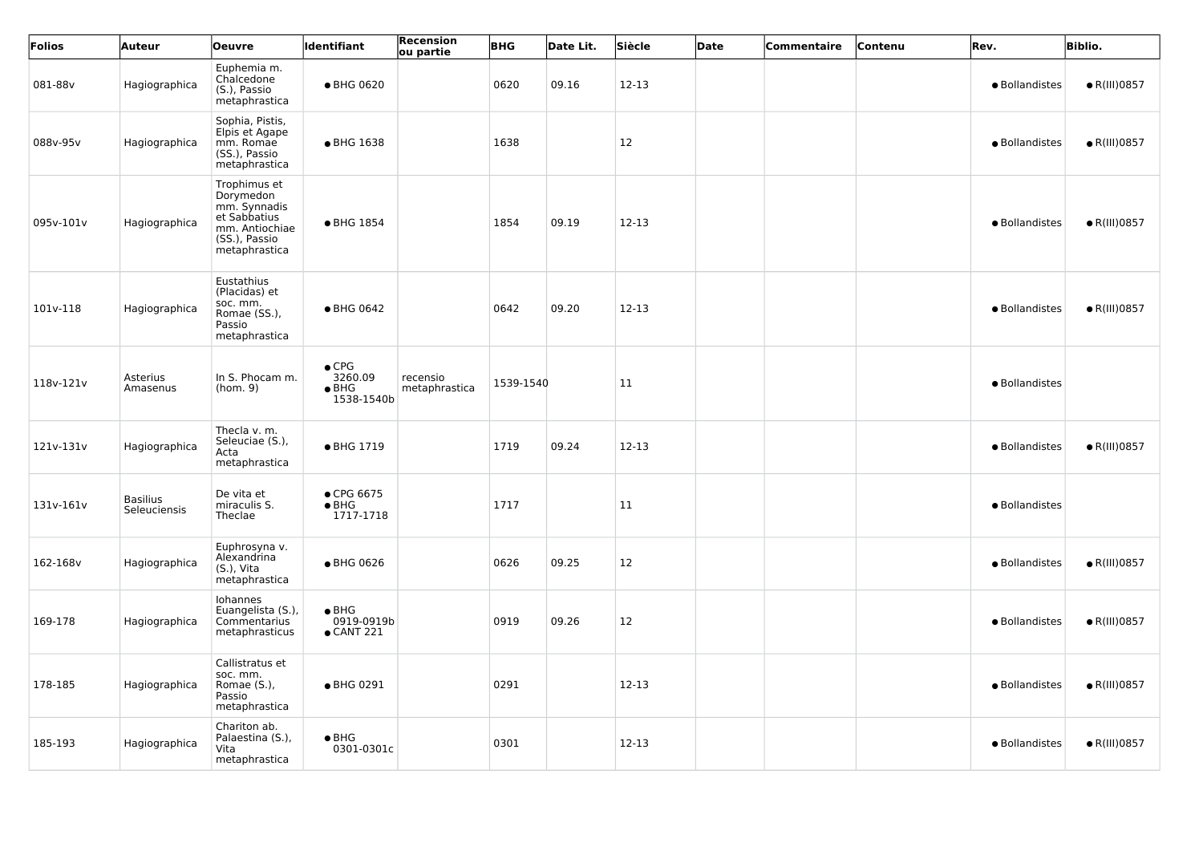| Folios | Auteur | Oeuvre | Identifiant | Recension ou partie | BHG | Date Lit. | Siècle | Date | Commentaire | Contenu | Rev. | Biblio. |
|---|---|---|---|---|---|---|---|---|---|---|---|---|
| 081-88v | Hagiographica | Euphemia m. Chalcedone (S.), Passio metaphrastica | • BHG 0620 | | 0620 | 09.16 | 12-13 | | | | • Bollandistes | • R(III)0857 |
| 088v-95v | Hagiographica | Sophia, Pistis, Elpis et Agape mm. Romae (SS.), Passio metaphrastica | • BHG 1638 | | 1638 | | 12 | | | | • Bollandistes | • R(III)0857 |
| 095v-101v | Hagiographica | Trophimus et Dorymedon mm. Synnadis et Sabbatius mm. Antiochiae (SS.), Passio metaphrastica | • BHG 1854 | | 1854 | 09.19 | 12-13 | | | | • Bollandistes | • R(III)0857 |
| 101v-118 | Hagiographica | Eustathius (Placidas) et soc. mm. Romae (SS.), Passio metaphrastica | • BHG 0642 | | 0642 | 09.20 | 12-13 | | | | • Bollandistes | • R(III)0857 |
| 118v-121v | Asterius Amasenus | In S. Phocam m. (hom. 9) | • CPG 3260.09<br>• BHG 1538-1540b | recensio metaphrastica | 1539-1540 | | 11 | | | | • Bollandistes | |
| 121v-131v | Hagiographica | Thecla v. m. Seleuciae (S.), Acta metaphrastica | • BHG 1719 | | 1719 | 09.24 | 12-13 | | | | • Bollandistes | • R(III)0857 |
| 131v-161v | Basilius Seleuciensis | De vita et miraculis S. Theclae | • CPG 6675<br>• BHG 1717-1718 | | 1717 | | 11 | | | | • Bollandistes | |
| 162-168v | Hagiographica | Euphrosyna v. Alexandrina (S.), Vita metaphrastica | • BHG 0626 | | 0626 | 09.25 | 12 | | | | • Bollandistes | • R(III)0857 |
| 169-178 | Hagiographica | Iohannes Euangelista (S.), Commentarius metaphrasticus | • BHG 0919-0919b<br>• CANT 221 | | 0919 | 09.26 | 12 | | | | • Bollandistes | • R(III)0857 |
| 178-185 | Hagiographica | Callistratus et soc. mm. Romae (S.), Passio metaphrastica | • BHG 0291 | | 0291 | | 12-13 | | | | • Bollandistes | • R(III)0857 |
| 185-193 | Hagiographica | Chariton ab. Palaestina (S.), Vita metaphrastica | • BHG 0301-0301c | | 0301 | | 12-13 | | | | • Bollandistes | • R(III)0857 |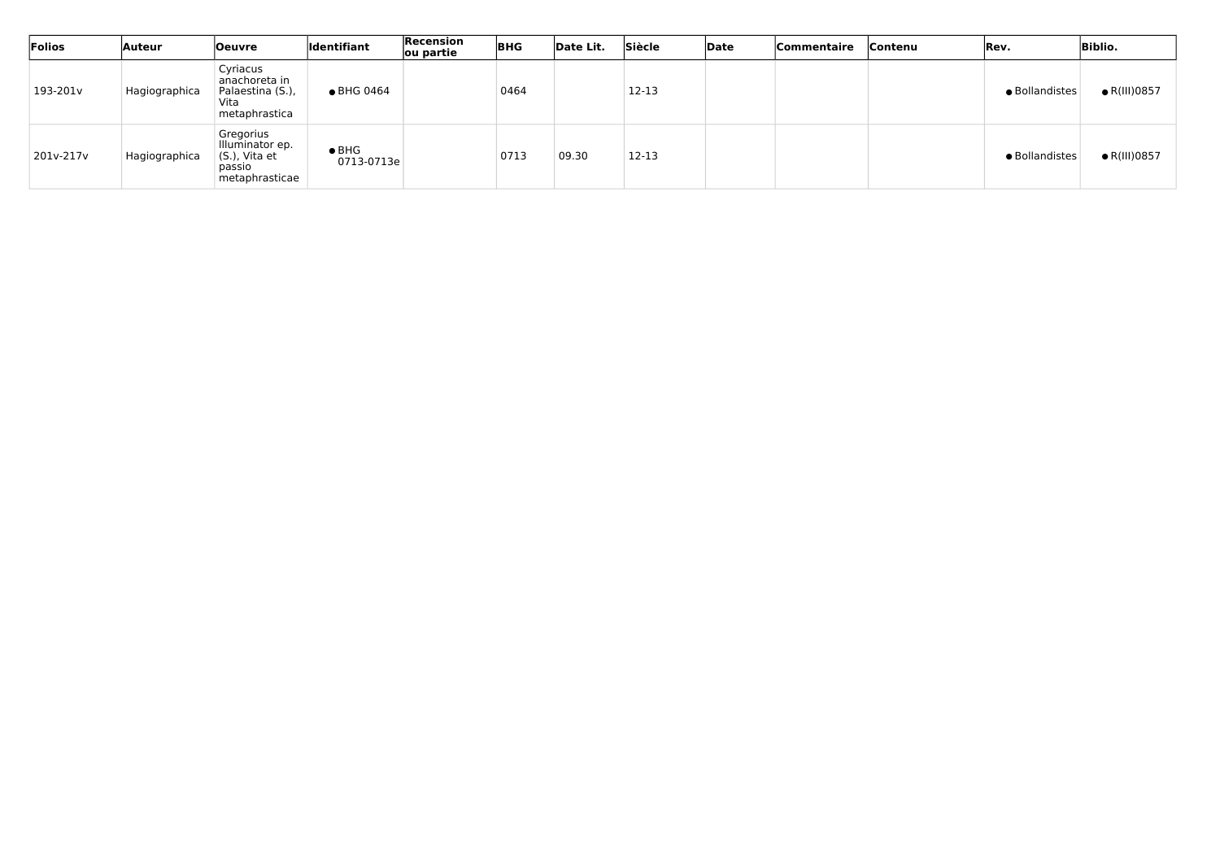| Folios | Auteur | Oeuvre | Identifiant | Recension ou partie | BHG | Date Lit. | Siècle | Date | Commentaire | Contenu | Rev. | Biblio. |
|---|---|---|---|---|---|---|---|---|---|---|---|---|
| 193-201v | Hagiographica | Cyriacus anachoreta in Palaestina (S.), Vita metaphrastica | • BHG 0464 | | 0464 | | 12-13 | | | | • Bollandistes | • R(III)0857 |
| 201v-217v | Hagiographica | Gregorius Illuminator ep. (S.), Vita et passio metaphrasticae | • BHG 0713-0713e | | 0713 | 09.30 | 12-13 | | | | • Bollandistes | • R(III)0857 |